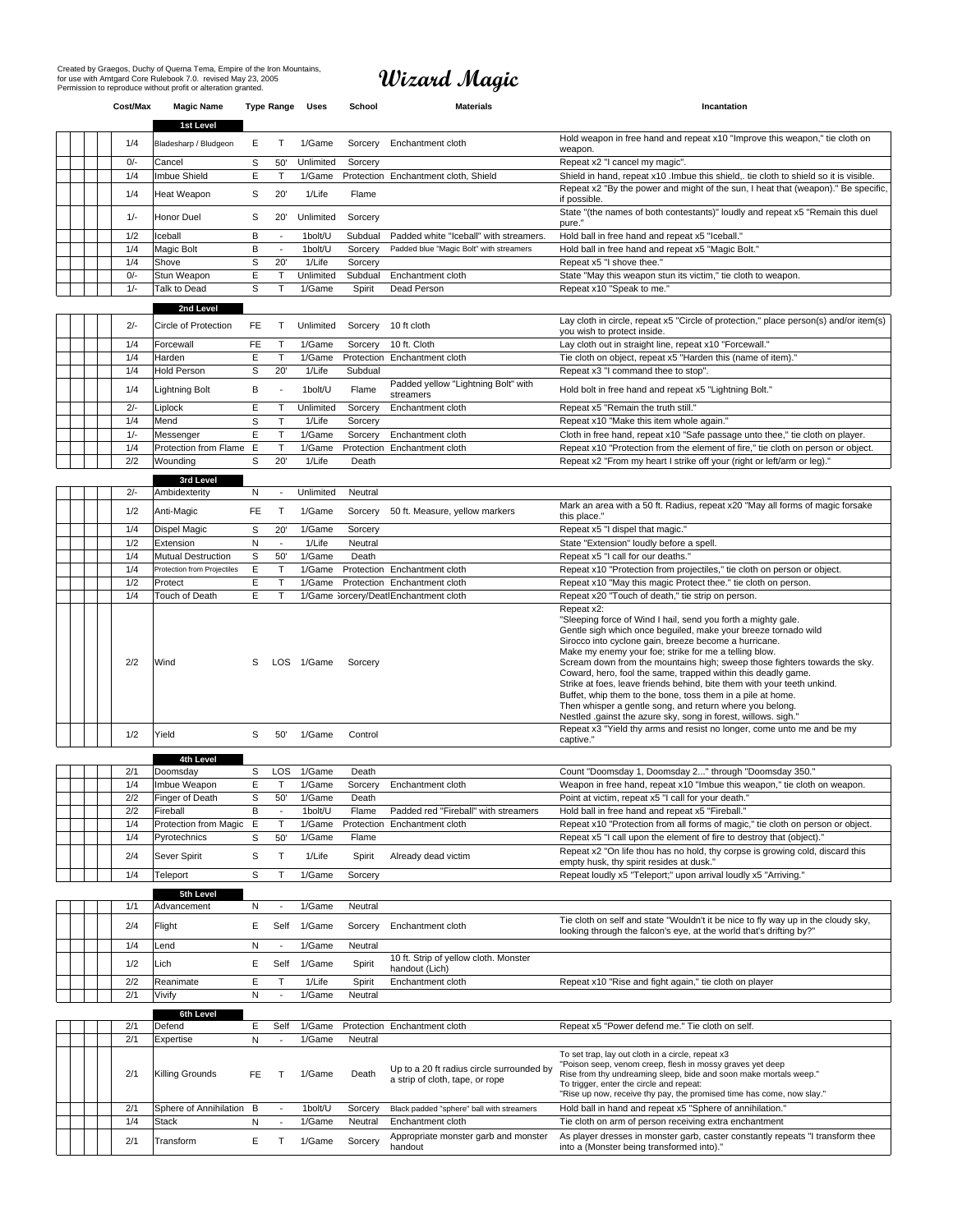Created by Graegos, Duchy of Querna Tema, Empire of the Iron Mountains, for use with Amtgard Core Rulebook 7.0. revised May 23, 2005
Permission to reproduce without profit or alteration granted.

# Wizard Magic

| | | | | Cost/Max | Magic Name | Type | Range | Uses | School | Materials | Incantation |
|---|---|---|---|---|---|---|---|---|---|---|---|
| | | | | | **1st Level** | | | | | | |
| | | | | 1/4 | Bladesharp / Bludgeon | E | T | 1/Game | Sorcery | Enchantment cloth | Hold weapon in free hand and repeat x10 "Improve this weapon," tie cloth on weapon. |
| | | | | 0/- | Cancel | S | 50' | Unlimited | Sorcery | | Repeat x2 "I cancel my magic". |
| | | | | 1/4 | Imbue Shield | E | T | 1/Game | Protection | Enchantment cloth, Shield | Shield in hand, repeat x10 .Imbue this shield,. tie cloth to shield so it is visible. |
| | | | | 1/4 | Heat Weapon | S | 20' | 1/Life | Flame | | Repeat x2 "By the power and might of the sun, I heat that (weapon)." Be specific, if possible. |
| | | | | 1/- | Honor Duel | S | 20' | Unlimited | Sorcery | | State "(the names of both contestants)" loudly and repeat x5 "Remain this duel pure." |
| | | | | 1/2 | Iceball | B | - | 1bolt/U | Subdual | Padded white "Iceball" with streamers. | Hold ball in free hand and repeat x5 "Iceball." |
| | | | | 1/4 | Magic Bolt | B | - | 1bolt/U | Sorcery | Padded blue "Magic Bolt" with streamers | Hold ball in free hand and repeat x5 "Magic Bolt." |
| | | | | 1/4 | Shove | S | 20' | 1/Life | Sorcery | | Repeat x5 "I shove thee." |
| | | | | 0/- | Stun Weapon | E | T | Unlimited | Subdual | Enchantment cloth | State "May this weapon stun its victim," tie cloth to weapon. |
| | | | | 1/- | Talk to Dead | S | T | 1/Game | Spirit | Dead Person | Repeat x10 "Speak to me." |
| | | | | | **2nd Level** | | | | | | |
| | | | | 2/- | Circle of Protection | FE | T | Unlimited | Sorcery | 10 ft cloth | Lay cloth in circle, repeat x5 "Circle of protection," place person(s) and/or item(s) you wish to protect inside. |
| | | | | 1/4 | Forcewall | FE | T | 1/Game | Sorcery | 10 ft. Cloth | Lay cloth out in straight line, repeat x10 "Forcewall." |
| | | | | 1/4 | Harden | E | T | 1/Game | Protection | Enchantment cloth | Tie cloth on object, repeat x5 "Harden this (name of item)." |
| | | | | 1/4 | Hold Person | S | 20' | 1/Life | Subdual | | Repeat x3 "I command thee to stop". |
| | | | | 1/4 | Lightning Bolt | B | - | 1bolt/U | Flame | Padded yellow "Lightning Bolt" with streamers | Hold bolt in free hand and repeat x5 "Lightning Bolt." |
| | | | | 2/- | Liplock | E | T | Unlimited | Sorcery | Enchantment cloth | Repeat x5 "Remain the truth still." |
| | | | | 1/4 | Mend | S | T | 1/Life | Sorcery | | Repeat x10 "Make this item whole again." |
| | | | | 1/- | Messenger | E | T | 1/Game | Sorcery | Enchantment cloth | Cloth in free hand, repeat x10 "Safe passage unto thee," tie cloth on player. |
| | | | | 1/4 | Protection from Flame | E | T | 1/Game | Protection | Enchantment cloth | Repeat x10 "Protection from the element of fire," tie cloth on person or object. |
| | | | | 2/2 | Wounding | S | 20' | 1/Life | Death | | Repeat x2 "From my heart I strike off your (right or left/arm or leg)." |
| | | | | | **3rd Level** | | | | | | |
| | | | | 2/- | Ambidexterity | N | - | Unlimited | Neutral | | |
| | | | | 1/2 | Anti-Magic | FE | T | 1/Game | Sorcery | 50 ft. Measure, yellow markers | Mark an area with a 50 ft. Radius, repeat x20 "May all forms of magic forsake this place." |
| | | | | 1/4 | Dispel Magic | S | 20' | 1/Game | Sorcery | | Repeat x5 "I dispel that magic." |
| | | | | 1/2 | Extension | N | - | 1/Life | Neutral | | State "Extension" loudly before a spell. |
| | | | | 1/4 | Mutual Destruction | S | 50' | 1/Game | Death | | Repeat x5 "I call for our deaths." |
| | | | | 1/4 | Protection from Projectiles | E | T | 1/Game | Protection | Enchantment cloth | Repeat x10 "Protection from projectiles," tie cloth on person or object. |
| | | | | 1/2 | Protect | E | T | 1/Game | Protection | Enchantment cloth | Repeat x10 "May this magic Protect thee." tie cloth on person. |
| | | | | 1/4 | Touch of Death | E | T | 1/Game | Sorcery/Death | Enchantment cloth | Repeat x20 "Touch of death," tie strip on person. |
| | | | | 2/2 | Wind | S | LOS | 1/Game | Sorcery | | Repeat x2: "Sleeping force of Wind I hail, send you forth a mighty gale. Gentle sigh which once beguiled, make your breeze tornado wild Sirocco into cyclone gain, breeze become a hurricane. Make my enemy your foe; strike for me a telling blow. Scream down from the mountains high; sweep those fighters towards the sky. Coward, hero, fool the same, trapped within this deadly game. Strike at foes, leave friends behind, bite them with your teeth unkind. Buffet, whip them to the bone, toss them in a pile at home. Then whisper a gentle song, and return where you belong. Nestled .gainst the azure sky, song in forest, willows. sigh." |
| | | | | 1/2 | Yield | S | 50' | 1/Game | Control | | Repeat x3 "Yield thy arms and resist no longer, come unto me and be my captive." |
| | | | | | **4th Level** | | | | | | |
| | | | | 2/1 | Doomsday | S | LOS | 1/Game | Death | | Count "Doomsday 1, Doomsday 2..." through "Doomsday 350." |
| | | | | 1/4 | Imbue Weapon | E | T | 1/Game | Sorcery | Enchantment cloth | Weapon in free hand, repeat x10 "Imbue this weapon," tie cloth on weapon. |
| | | | | 2/2 | Finger of Death | S | 50' | 1/Game | Death | | Point at victim, repeat x5 "I call for your death." |
| | | | | 2/2 | Fireball | B | - | 1bolt/U | Flame | Padded red "Fireball" with streamers | Hold ball in free hand and repeat x5 "Fireball." |
| | | | | 1/4 | Protection from Magic | E | T | 1/Game | Protection | Enchantment cloth | Repeat x10 "Protection from all forms of magic," tie cloth on person or object. |
| | | | | 1/4 | Pyrotechnics | S | 50' | 1/Game | Flame | | Repeat x5 "I call upon the element of fire to destroy that (object)." |
| | | | | 2/4 | Sever Spirit | S | T | 1/Life | Spirit | Already dead victim | Repeat x2 "On life thou has no hold, thy corpse is growing cold, discard this empty husk, thy spirit resides at dusk." |
| | | | | 1/4 | Teleport | S | T | 1/Game | Sorcery | | Repeat loudly x5 "Teleport;" upon arrival loudly x5 "Arriving." |
| | | | | | **5th Level** | | | | | | |
| | | | | 1/1 | Advancement | N | - | 1/Game | Neutral | | |
| | | | | 2/4 | Flight | E | Self | 1/Game | Sorcery | Enchantment cloth | Tie cloth on self and state "Wouldn't it be nice to fly way up in the cloudy sky, looking through the falcon's eye, at the world that's drifting by?" |
| | | | | 1/4 | Lend | N | - | 1/Game | Neutral | | |
| | | | | 1/2 | Lich | E | Self | 1/Game | Spirit | 10 ft. Strip of yellow cloth. Monster handout (Lich) | |
| | | | | 2/2 | Reanimate | E | T | 1/Life | Spirit | Enchantment cloth | Repeat x10 "Rise and fight again," tie cloth on player |
| | | | | 2/1 | Vivify | N | - | 1/Game | Neutral | | |
| | | | | | **6th Level** | | | | | | |
| | | | | 2/1 | Defend | E | Self | 1/Game | Protection | Enchantment cloth | Repeat x5 "Power defend me." Tie cloth on self. |
| | | | | 2/1 | Expertise | N | - | 1/Game | Neutral | | |
| | | | | 2/1 | Killing Grounds | FE | T | 1/Game | Death | Up to a 20 ft radius circle surrounded by a strip of cloth, tape, or rope | To set trap, lay out cloth in a circle, repeat x3 "Poison seep, venom creep, flesh in mossy graves yet deep Rise from thy undreaming sleep, bide and soon make mortals weep." To trigger, enter the circle and repeat: "Rise up now, receive thy pay, the promised time has come, now slay." |
| | | | | 2/1 | Sphere of Annihilation | B | - | 1bolt/U | Sorcery | Black padded "sphere" ball with streamers | Hold ball in hand and repeat x5 "Sphere of annihilation." |
| | | | | 1/4 | Stack | N | - | 1/Game | Neutral | Enchantment cloth | Tie cloth on arm of person receiving extra enchantment |
| | | | | 2/1 | Transform | E | T | 1/Game | Sorcery | Appropriate monster garb and monster handout | As player dresses in monster garb, caster constantly repeats "I transform thee into a (Monster being transformed into)." |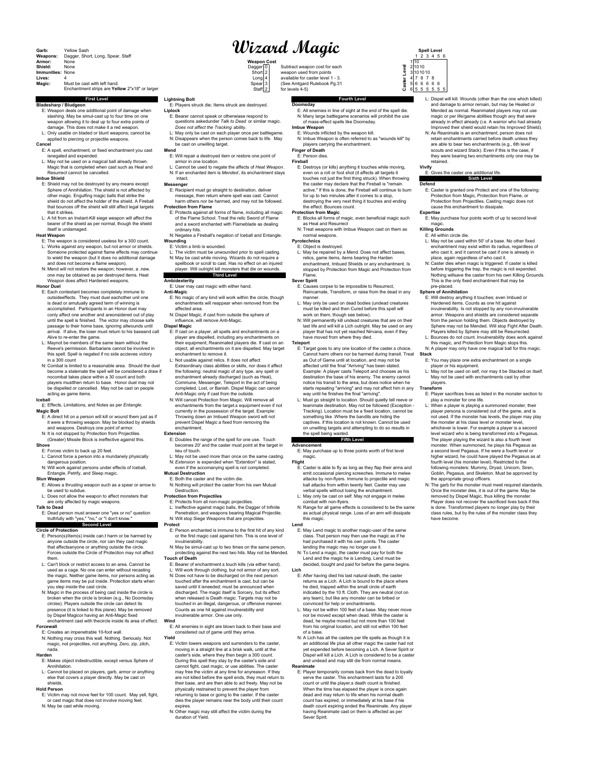# Wizard Magic

| | |
|---|---|
| **Garb:** | Yellow Sash |
| **Weapons:** | Dagger, Short, Long, Spear, Staff |
| **Armor:** | None |
| **Shield:** | None |
| **Immunities:** | None |
| **Lives:** | 4 |
| **Magic:** | Must be cast with left hand. Enchantment strips are **Yellow** 2"x18" or larger |

**Weapon Cost**

| Weapon | Cost |
|---|---|
| Dagger | 0 |
| Short | 2 |
| Long | 4 |
| Spear | 3 |
| Staff | 2 |

Subtract weapon cost for each weapon used from points available for caster level 1 - 3. (See Amtgard Rulebook Pg.31 for levels 4-5)

**Spell Level**

| Caster Level | 1 | 2 | 3 | 4 | 5 | 6 |
|---|---|---|---|---|---|---|
| 1 | 10 | | | | | |
| 2 | 10 | 10 | | | | |
| 3 | 10 | 10 | 10 | | | |
| 4 | 7 | 8 | 7 | 8 | | |
| 5 | 6 | 6 | 6 | 6 | 6 | |
| 6 | 5 | 5 | 5 | 5 | 5 | 5 |

## First Level

**Bladesharp / Bludgeon**
- E: Weapon deals one additional point of damage when slashing. May be simul-cast up to four time on one weapon allowing it to deal up to four extra points of damage. This does not make it a red weapon.
- L: Only usable on bladed or blunt weapons; cannot be applied to piercing or projectile weapons.

**Cancel**
- E: A spell, enchantment, or fixed enchantment you cast isnegated and expended.
- L: May not be used on a magical ball already thrown. Magic that is completed when cast such as Heal and Resurrect cannot be cancelled.

**Imbue Shield**
- E: Shield may not be destroyed by any means except Sphere of Annihilation. The shield is not affected by other magic. Engulfing magic balls that strike the shield do not affect the holder of the shield. A Fireball that bounces off the shield will still affect legal targets that it strikes.
- L: A hit from an Instant-Kill siege weapon will affect the bearer of the shield as per normal, though the shield itself is undamaged.

**Heat Weapon**
- E: The weapon is considered useless for a 300 count.
- L: Works against any weapon, but not armor or shields. Someone protected against flame effects may continue to wield the weapon (but it does no additional damage and does not become a flame weapon).
- N: Mend will not restore the weapon; however, a .new. one may be obtained as per destroyed items. Heat Weapon does affect Hardened weapons.

**Honor Duel**
- E: Each contestant becomes completely immune to outsideeffects. They must duel eachother unil one is dead or amutually agreed term of winning is accomplished. Participants in an Honor duel may conly affect one another and areonsidered out of play until the spell is finished. The victor may choose safe passage to their home base, ignoring allwounds until arrival. If alive, the loser must return to his baseand call Alive to re-enter the game.
- L: Maynot be members of the same team without the Reeve's permission. Barbarians cannot be involved in this spell. Spell is negated if no side accieves victory in a 300 count
- N: Combat is limited to a reasonable area. Should the duel become a stalemate the spell will be considered a draw if nocombat takes place within a 30 count and both players mustthen return to base. Honor duel may not be dispelled or cancelled. May not be cast on people acting as game items.

**Iceball**
- E: Effects, Limitations, and Notes as per *Entangle*.

**Magic Bolt**
- E: A direct hit on a person will kill or wound them just as if it were a throwing weapon. May be blocked by shields and weapons. Destroys one point of armor.
- N: It is not stopped by Protection from Projectiles. (Greater) Missile Block is ineffective against this.

**Shove**
- E: Forces victim to back up 20 feet.
- L: Cannot force a person into a mundanely physically dangerous position.
- N: Will work against persons under effects of Iceball, Entangle, Petrify, and Sleep magic.

**Stun Weapon**
- E: Allows a thrusting weapon such as a spear or arrow to be used to subdue.
- L: Does not allow the weapon to affect monsters that are only affected by magic weapons.

**Talk to Dead**
- E: Dead person must answer one "yes or no" question truthfully with "yes," "no," or "I don't know."

## Second Level

**Circle of Protection**
- E: Person(s)/item(s) inside can.t harm or be harmed by anyone outside the circle, nor can they cast magic that affectsanyone or anything outside the circle. Forces outside the Circle of Protection may not affect them.
- L: Can't block or restrict access to an area. Cannot be used as a cage. No one can enter without recasting the magic. Neither game items, nor persons acting as game items may be put inside. Protection starts when you step inside the cast circle.
- N: Magic in the process of being cast inside the circle is broken when the circle is broken (e.g., No Doomsday circles). Players outside the circle can detect its presence (it is linked to this plane). May be removed by Dispel Magicor having an Anti-Magic fixed enchantment cast with thecircle inside its area of effect.

**Forcewall**
- E: Creates an impenetrable 10-foot wall.
- N: Nothing may cross this wall. Nothing. Seriously. Not magic, not projectiles, not anything. Zero, zip, zilch, nada.

**Harden**
- E: Makes object indestructible, except versus Sphere of Annihilation.
- L: Cannot be placed on players, garb, armor or anything else that covers a player directly. May be cast on shields.

**Hold Person**
- E: Victim may not move feet for 100 count. May yell, fight, or cast magic that does not involve moving feet.
- N: May be cast while moving.

**Lightning Bolt**
- E: Players struck die; Items struck are destroyed.

**Liplock**
- E: Bearer cannot speak or otherwise respond to questions askedunder *Talk to Dead* or similar magic. *Does not affect the Tracking* ability.
- L: May only be cast on each player once per battlegame.
- N: Disappears when the person comes back to life. May be cast on unwilling target.

**Mend**
- E: Will repair a destroyed item or restore one point of armor in one location.
- L: Cannot be used to negate the affects of *Heat Weapon*.
- N: If an enchanted item is *Mended*, its enchantment stays intact.

**Messenger**
- E: Recipient must go straight to destination, deliver message, then return where spell was cast. Cannot harm others nor be harmed, and may not be followed.

**Protection from Flame**
- E: Protects against all forms of flame, including all magic of the Flame School. Treat the relic Sword of Flame and a sword enchanted with Flameblade as dealing ordinary hits.
- N: Negates a Fireball's negation of Iceball and Entangle.

**Wounding**
- E: Victim.s limb is wounded.
- L: The victim must be unwounded prior to spell casting.
- N: May be cast while moving. Wizards do not require a spellbook or scroll to cast. Has no effect on an injured player. Will outright kill monsters that die on wounds.

## Third Level

**Ambidexterity**
- E: User may cast magic with either hand.

**Anti-Magic**
- E: No magic of any kind will work within the circle, though enchantments will reappear when removed from the affected area.
- N: Dispel Magic, if cast from outside the sphere of influence, will remove Anti-Magic.

**Dispel Magic**
- E: If cast on a player, all spells and enchantments on a player are dispelled, including any enchantments on their equipment; Reanimated players die. If cast on an object, all enchantments on it are dispelled. May target enchantment to remove it.
- L: Not usable against relics. It does not affect Extraordinary class abilities or skills, nor does it affect the following: neutral magic of any type, any spell or enchantment already discharged (such as Heal), Commune, Messenger, Teleport in the act of being completed, Lost, or Banish. Dispel Magic can cancel Anti-Magic only if cast from the outside.
- N: Will cancel Protection from Magic. Will remove all enchantments from the target s equipment even if not currently in the possession of the target. Example: Throwing down an Imbued Weapon sword will not prevent Dispel Magic a fixed from removing the enchantment.

**Extension**
- E: Doubles the range of the spell for one use. Touch becomes 20' and the caster must point at the target in lieu of touch.
- L: May not be used more than once on the same casting.
- N: *Extension* is expended when "Extention" is stated, even if the accomanying spell is not completed.

**Mutual Destruction**
- E: Both the caster and the victim die.
- N: Nothing will protect the caster from his own Mutual Destruction.

**Protection from Projectiles**
- E: Protects from all non-magic projectiles.
- L: Ineffective against magic balls, the Dagger of Infinite Penetration, and weapons bearing Magical Projectile.
- N: Will stop Siege Weapons that are projectiles.

**Protect**
- E: Person enchanted is immune to the first hit of any kind or the first magic cast against him. This is one level of invulnerability.
- N: May be simul-cast up to two times on the same person, protecting against the next two hits. May not be Mended.

**Touch of Death**
- E: Bearer of enchantment.s touch kills (via either hand).
- L: Will work through clothing, but not armor of any sort.
- N: Does not have to be discharged on the next person touched after the enchantment is cast, but can be saved until it isneeded; must be announced when discharged. The magic itself is Sorcery, but its effect when released is Death magic. Targets may not be touched in an illegal, dangerous, or offensive manner. Counts as one hit against invulnerability and invulnerable armor. One use only.

**Wind**
- E: All enemies in sight are blown back to their base and considered out of game until they arrive.

**Yield**
- E: Victim lowers weapons and surrenders to the caster, moving in a straight line at a brisk walk, until at the caster's side, where they then begin a 300 count. During this spell they stay by the caster's side and cannot fight, cast magic, or use abilities. The caster may free the victim at any time for anyreason. If they are not killed before the spell ends, they must return to their base, and are then able to act freely. May not be physically restrained to prevent the player from returning to base or going to the caster. If the caster dies the player remains near the body until their count expires.
- N: Other magic may still affect the victim during the duration of Yield.

## Fourth Level

**Doomsday**
- E: All enemies in line of sight at the end of the spell die.
- N: Many large battlegame scenarios will prohibit the use of mass-effect spells like Doomsday.

**Imbue Weapon**
- E: Wounds inflicted by the weapon kill.
- N: Imbue Weapon is often referred to as "wounds kill" by players carrying the enchantment.

**Finger of Death**
- E: Person dies.

**Fireball**
- E: Destroys (or kills) anything it touches while moving, even on a roll or foot shot (it affects all targets it touches not just the first thing struck). When throwing the caster may declare that the Fireball is "remain active." If this is done, the Fireball will continue to burn for up to two minutes after it comes to a stop, destroying the very next thing it touches and ending the effect. Bounces count.

**Protection from Magic**
- E: Blocks all forms of magic, even beneficial magic such as Heal and Resurrect
- N: Treat weapons with Imbue Weapon cast on them as normal weapons.

**Pyrotechnics**
- E: Object is destroyed.
- L: May be repaired by a Mend. Does not affect bases, relics, game items, items bearing the Harden enchantment, Imbued Shields or any enchantment. Is stopped by Protection from Magic and Protection from Flame.

**Sever Spirit**
- E: Causes corpse to be impossible to Resurrect, Reincarnate, Transform, or raise from the dead in any manner.
- L: May only be used on dead bodies (undead creatures must be killed and then Cured before this spell will work on them, though see below).
- N: Will permanently kill undead creatures that are on their last life and will kill a Lich outright. May be used on any player that has not yet reached Nirvana, even if they have moved from where they died.

**Teleport**
- E: Target goes to any one location of the caster.s choice. Cannot harm others nor be harmed during transit. Treat as Out of Game until at location, and may not be affected until the final "Arriving" has been stated. Example: A player casts Teleport and chooses as his destination the base of his enemy. The enemy cannot notice his transit to the area, but does notice when he starts repeating "arriving" and may not affect him in any way until he finishes the final "arriving".
- L: Must go straight to location. Should quietly tell reeve or teammate destination. May not be followed (Exception - Tracking). Location must be a fixed location, cannot be something like .Where the bandits are hiding the captives. if this location is not known. Cannot be used on unwilling targets and attempting to do so results in the spell being wasted.

## Fifth Level

**Advancement**
- E: May purchase up to three points worth of first level magic.

**Flight**
- E: Caster is able to fly as long as they flap their arms and emit occasional piercing screeches. Immune to melee attacks by non-flyers. Immune to projectile and magic ball attacks from within twenty feet. Caster may use verbal spells without losing the enchantment.
- L: May only be cast on self. May not engage in melee combat with non-flyers.
- N: Range for all game effects is considered to be the same as actual physical range. Loss of an arm will dissipate this magic.

**Lend**
- E: May Lend magic to another magic-user of the same class. That person may then use the magic as if he had purchased it with his own points. The caster lending the magic may no longer use it.
- N: To Lend a magic, the caster must pay for both the Lend and the magic he is Lending. Lend must be decided, bought and paid for before the game begins.

**Lich**
- E: After having died his last natural death, the caster returns as a Lich. A Lich is bound to the place where he died, trapped within the small circle of earth indicated by the 10 ft. Cloth. They are neutral (not on any team), but like any monster can be bribed or convinced for help or enchantments.
- L: May not be within 100 feet of a base. May never move nor be moved except when dead. While the caster is dead, he maybe moved but not more than 100 feet from his original location, and still not within 100 feet of a base.
- N: A Lich has all the casters per life spells as though it is an additional life plus all other magic the caster had not yet expended before becoming a Lich. A Sever Spirit or Dispel will kill a Lich. A Lich is considered to be a caster and undead and may still die from normal means.

**Reanimate**
- E: Player temporarily comes back from the dead to loyally serve the caster. This enchantment lasts for a 200 count or until the player.s death count is finished. When the time has elapsed the player is once again dead and may return to life when his normal death count has expired, or immediately at his base if his death count expiring ended the Reanimate. Any player having Reanimate cast on them is affected as per Sever Spirit.
- L: Dispel will kill. Wounds (other than the one which killed) and damage to armor remain, but may be Healed or Mended as normal. Reanimated players may not use magic or per life/game abilities though any that were already in effect already (i.e. A warrior who had already Improved their shield would retain his Improved Shield).
- N: As Reanimate is an enchantment, person does not retain enchantments carried before death unless they are able to bear two enchantments (e.g., 6th level scouts and wizard Stack). Even if this is the case, if they were bearing two enchantments only one may be retained.

**Vivify**
- E: Gives the caster one additional life.

## Sixth Level

**Defend**
- E: Caster is granted one Protect and one of the following: Protection from Magic, Protection from Flame, or Protection from Projectiles. Casting magic does not cause this enchantment to dissipate.

**Expertise**
- E: May purchase four points worth of up to second level magic.

**Killing Grounds**
- E: All within circle die.
- L: May not be used within 50' of a base. No other fixed enchantment may exist within its radius, regardless of who cast it, and it cannot be cast if one is already in place, again regardless of who cast it.
- N: Caster dies when magic is triggered. If caster is killed before triggering the trap, the magic is not expended. Nothing willsave the caster from his own Killing Grounds. This is the only fixed enchantment that may be pre-placed.

**Sphere of Annihilation**
- E: Will destroy anything it touches; even Imbued or Hardened items. Counts as one hit against invulnerability. Is not stopped by any non-invulnerable armor. Weapons and shields are considered separate from the person holding them. Objects destroyed by Sphere may not be Mended. Will stop Fight After Death. Players killed by Sphere may still be Resurrected.
- L: Bounces do not count. Invulnerability does work against this magic, and Protection from Magic stops this.
- N: A player may only have one magical ball for this magic.

**Stack**
- E: You may place one extra enchantment on a single player or his equipment.
- L: May not be used on self, nor may it be Stacked on itself. May not be used with enchantments cast by other players.

**Transform**
- E: Player sacrifices lives as listed in the monster section to play a monster for one life.
- L: When a player is playing a summoned monster, their player persona is considered out of the game, and is not used. If the monster has levels, the player may play the monster at his class level or monster level, whichever is lower. For example a player is a second level wizard who is being transformed into a Pegasus. The player playing the wizard is also a fourth level monster. When summoned, he plays his Pegasus as a second level Pegasus. If he were a fourth level or higher wizard, he could have played the Pegasus as at fourth level (his monster level). Restricted to the following monsters: Mummy, Dryad, Unicorn, Siren, Goblin, Pegasus, and Skeleton. Must be approved by the appropriate group officers.
- N: The garb for the monster must meet required standards. Once the monster dies, it is out of the game. May be removed by Dispel Magic, thus killing the monster. Player does not recover the sacrificed lives back if this is done. Transformed players no longer play by their class rules, but by the rules of the monster class they have become.